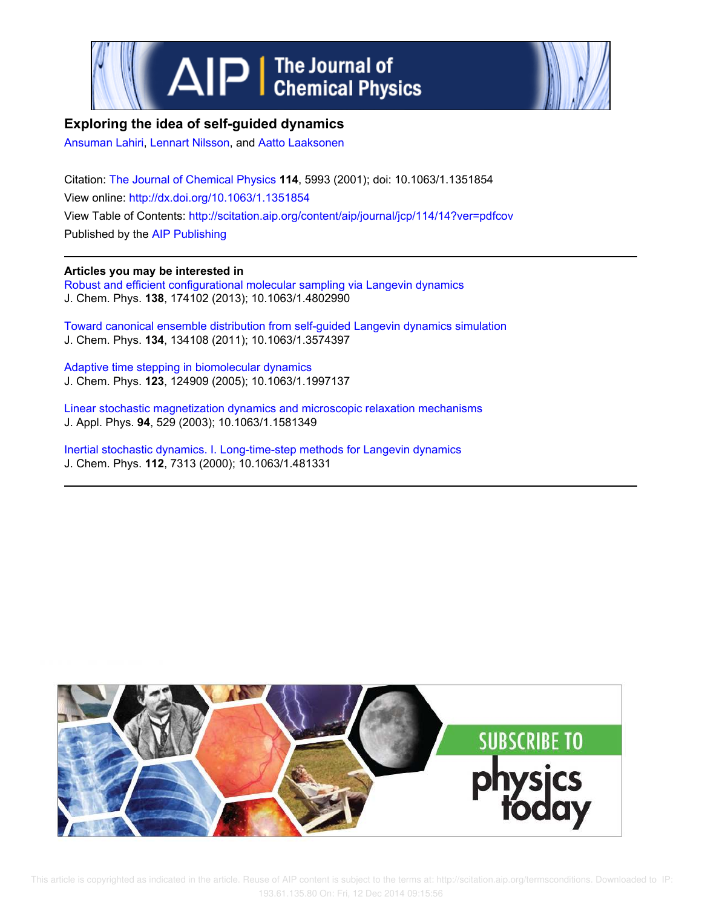# Exploring the idea of self-guided dynamics

Ansuman Lahiri, Lennart Nilsson, and Aatto Laaksonen

Citation: The Journal of Chemical Physics **114**, 5993 (2001); doi: 10.1063/1.1351854

View online: http://dx.doi.org/10.1063/1.1351854

View Table of Contents: http://scitation.aip.org/content/aip/journal/jcp/114/14?ver=pdfcov

Published by the AIP Publishing

## Articles you may be interested in

Robust and efficient configurational molecular sampling via Langevin dynamics
J. Chem. Phys. **138**, 174102 (2013); 10.1063/1.4802990

Toward canonical ensemble distribution from self-guided Langevin dynamics simulation
J. Chem. Phys. **134**, 134108 (2011); 10.1063/1.3574397

Adaptive time stepping in biomolecular dynamics
J. Chem. Phys. **123**, 124909 (2005); 10.1063/1.1997137

Linear stochastic magnetization dynamics and microscopic relaxation mechanisms
J. Appl. Phys. **94**, 529 (2003); 10.1063/1.1581349

Inertial stochastic dynamics. I. Long-time-step methods for Langevin dynamics
J. Chem. Phys. **112**, 7313 (2000); 10.1063/1.481331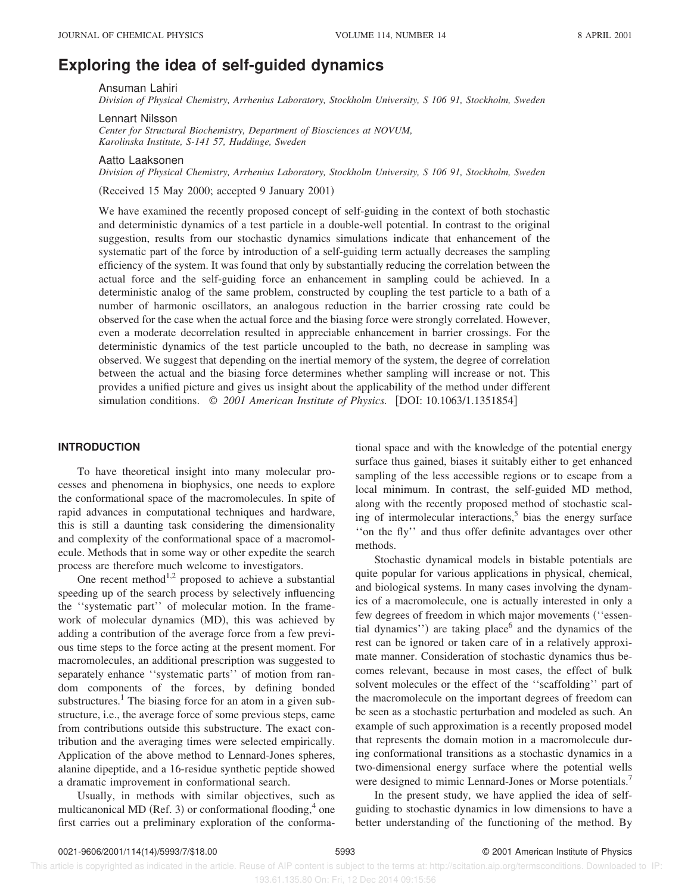# Exploring the idea of self-guided dynamics

Ansuman Lahiri

*Division of Physical Chemistry, Arrhenius Laboratory, Stockholm University, S 106 91, Stockholm, Sweden*

Lennart Nilsson

*Center for Structural Biochemistry, Department of Biosciences at NOVUM, Karolinska Institute, S-141 57, Huddinge, Sweden*

Aatto Laaksonen

*Division of Physical Chemistry, Arrhenius Laboratory, Stockholm University, S 106 91, Stockholm, Sweden*

(Received 15 May 2000; accepted 9 January 2001)

We have examined the recently proposed concept of self-guiding in the context of both stochastic and deterministic dynamics of a test particle in a double-well potential. In contrast to the original suggestion, results from our stochastic dynamics simulations indicate that enhancement of the systematic part of the force by introduction of a self-guiding term actually decreases the sampling efficiency of the system. It was found that only by substantially reducing the correlation between the actual force and the self-guiding force an enhancement in sampling could be achieved. In a deterministic analog of the same problem, constructed by coupling the test particle to a bath of a number of harmonic oscillators, an analogous reduction in the barrier crossing rate could be observed for the case when the actual force and the biasing force were strongly correlated. However, even a moderate decorrelation resulted in appreciable enhancement in barrier crossings. For the deterministic dynamics of the test particle uncoupled to the bath, no decrease in sampling was observed. We suggest that depending on the inertial memory of the system, the degree of correlation between the actual and the biasing force determines whether sampling will increase or not. This provides a unified picture and gives us insight about the applicability of the method under different simulation conditions. © *2001 American Institute of Physics.* [DOI: 10.1063/1.1351854]

## INTRODUCTION

To have theoretical insight into many molecular processes and phenomena in biophysics, one needs to explore the conformational space of the macromolecules. In spite of rapid advances in computational techniques and hardware, this is still a daunting task considering the dimensionality and complexity of the conformational space of a macromolecule. Methods that in some way or other expedite the search process are therefore much welcome to investigators.

One recent method[1,2] proposed to achieve a substantial speeding up of the search process by selectively influencing the ''systematic part'' of molecular motion. In the framework of molecular dynamics (MD), this was achieved by adding a contribution of the average force from a few previous time steps to the force acting at the present moment. For macromolecules, an additional prescription was suggested to separately enhance ''systematic parts'' of motion from random components of the forces, by defining bonded substructures.[1] The biasing force for an atom in a given substructure, i.e., the average force of some previous steps, came from contributions outside this substructure. The exact contribution and the averaging times were selected empirically. Application of the above method to Lennard-Jones spheres, alanine dipeptide, and a 16-residue synthetic peptide showed a dramatic improvement in conformational search.

Usually, in methods with similar objectives, such as multicanonical MD (Ref. 3) or conformational flooding,[4] one first carries out a preliminary exploration of the conformational space and with the knowledge of the potential energy surface thus gained, biases it suitably either to get enhanced sampling of the less accessible regions or to escape from a local minimum. In contrast, the self-guided MD method, along with the recently proposed method of stochastic scaling of intermolecular interactions,[5] bias the energy surface ''on the fly'' and thus offer definite advantages over other methods.

Stochastic dynamical models in bistable potentials are quite popular for various applications in physical, chemical, and biological systems. In many cases involving the dynamics of a macromolecule, one is actually interested in only a few degrees of freedom in which major movements (''essential dynamics'') are taking place[6] and the dynamics of the rest can be ignored or taken care of in a relatively approximate manner. Consideration of stochastic dynamics thus becomes relevant, because in most cases, the effect of bulk solvent molecules or the effect of the ''scaffolding'' part of the macromolecule on the important degrees of freedom can be seen as a stochastic perturbation and modeled as such. An example of such approximation is a recently proposed model that represents the domain motion in a macromolecule during conformational transitions as a stochastic dynamics in a two-dimensional energy surface where the potential wells were designed to mimic Lennard-Jones or Morse potentials.[7]

In the present study, we have applied the idea of self-guiding to stochastic dynamics in low dimensions to have a better understanding of the functioning of the method. By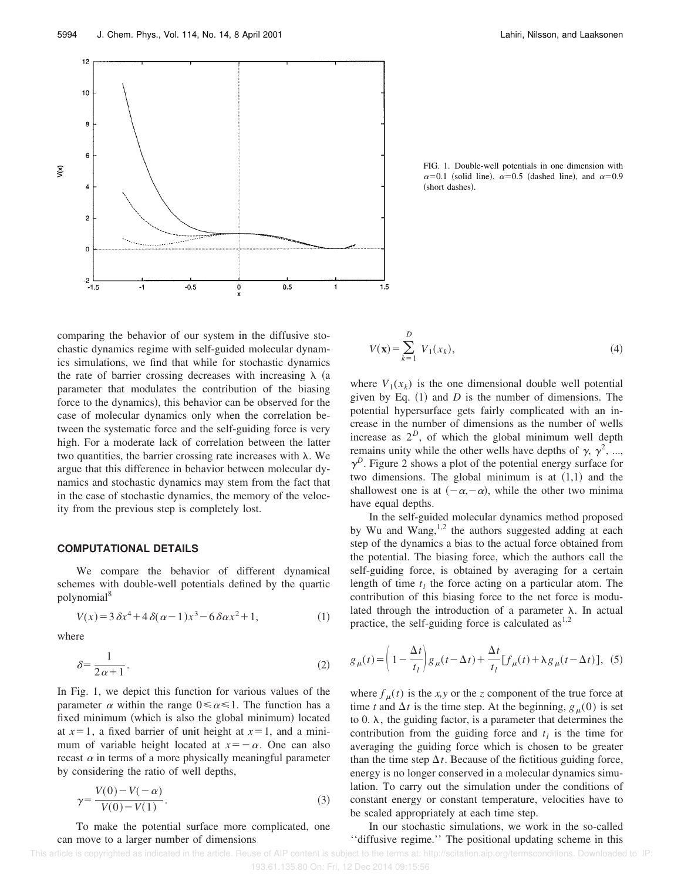FIG. 1. Double-well potentials in one dimension with $\alpha=0.1$ (solid line), $\alpha=0.5$ (dashed line), and $\alpha=0.9$ (short dashes).

comparing the behavior of our system in the diffusive stochastic dynamics regime with self-guided molecular dynamics simulations, we find that while for stochastic dynamics the rate of barrier crossing decreases with increasing $\lambda$ (a parameter that modulates the contribution of the biasing force to the dynamics), this behavior can be observed for the case of molecular dynamics only when the correlation between the systematic force and the self-guiding force is very high. For a moderate lack of correlation between the latter two quantities, the barrier crossing rate increases with $\lambda$. We argue that this difference in behavior between molecular dynamics and stochastic dynamics may stem from the fact that in the case of stochastic dynamics, the memory of the velocity from the previous step is completely lost.

## COMPUTATIONAL DETAILS

We compare the behavior of different dynamical schemes with double-well potentials defined by the quartic polynomial[8]

$$V(x)=3\delta x^4+4\delta(\alpha-1)x^3-6\delta\alpha x^2+1, \tag{1}$$

where

$$\delta=\frac{1}{2\alpha+1}. \tag{2}$$

In Fig. 1, we depict this function for various values of the parameter $\alpha$ within the range $0\leqslant\alpha\leqslant1$. The function has a fixed minimum (which is also the global minimum) located at $x=1$, a fixed barrier of unit height at $x=1$, and a minimum of variable height located at $x=-\alpha$. One can also recast $\alpha$ in terms of a more physically meaningful parameter by considering the ratio of well depths,

$$\gamma=\frac{V(0)-V(-\alpha)}{V(0)-V(1)}. \tag{3}$$

To make the potential surface more complicated, one can move to a larger number of dimensions

$$V(\mathbf{x})=\sum_{k=1}^{D} V_1(x_k), \tag{4}$$

where $V_1(x_k)$ is the one dimensional double well potential given by Eq. (1) and $D$ is the number of dimensions. The potential hypersurface gets fairly complicated with an increase in the number of dimensions as the number of wells increase as $2^D$, of which the global minimum well depth remains unity while the other wells have depths of $\gamma$, $\gamma^2$, ..., $\gamma^D$. Figure 2 shows a plot of the potential energy surface for two dimensions. The global minimum is at (1,1) and the shallowest one is at $(-\alpha,-\alpha)$, while the other two minima have equal depths.

In the self-guided molecular dynamics method proposed by Wu and Wang,[1,2] the authors suggested adding at each step of the dynamics a bias to the actual force obtained from the potential. The biasing force, which the authors call the self-guiding force, is obtained by averaging for a certain length of time $t_l$ the force acting on a particular atom. The contribution of this biasing force to the net force is modulated through the introduction of a parameter $\lambda$. In actual practice, the self-guiding force is calculated as[1,2]

$$g_\mu(t)=\left(1-\frac{\Delta t}{t_l}\right)g_\mu(t-\Delta t)+\frac{\Delta t}{t_l}[f_\mu(t)+\lambda g_\mu(t-\Delta t)], \tag{5}$$

where $f_\mu(t)$ is the *x,y* or the *z* component of the true force at time $t$ and $\Delta t$ is the time step. At the beginning, $g_\mu(0)$ is set to 0. $\lambda$, the guiding factor, is a parameter that determines the contribution from the guiding force and $t_l$ is the time for averaging the guiding force which is chosen to be greater than the time step $\Delta t$. Because of the fictitious guiding force, energy is no longer conserved in a molecular dynamics simulation. To carry out the simulation under the conditions of constant energy or constant temperature, velocities have to be scaled appropriately at each time step.

In our stochastic simulations, we work in the so-called "diffusive regime." The positional updating scheme in this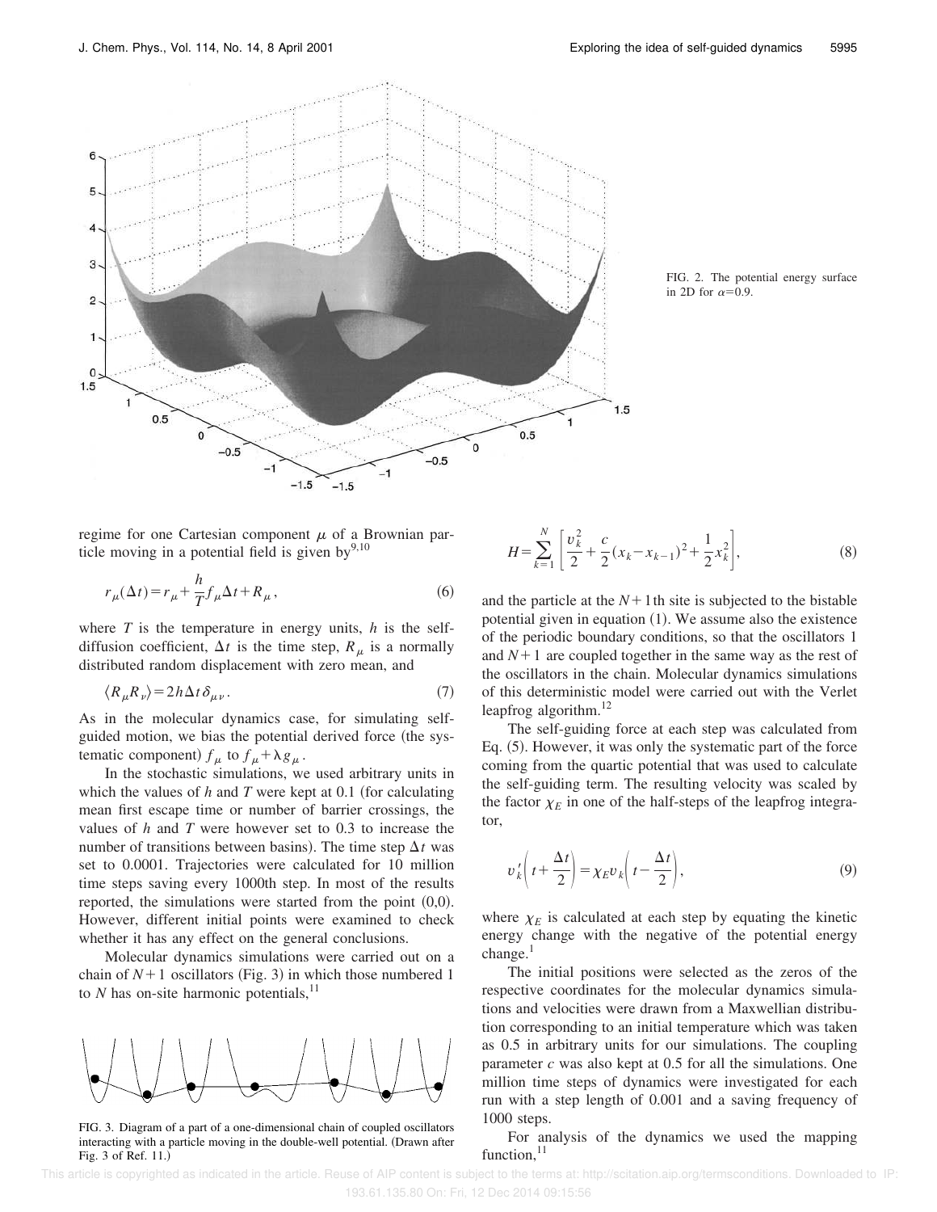FIG. 2. The potential energy surface in 2D for $\alpha=0.9$.

regime for one Cartesian component $\mu$ of a Brownian particle moving in a potential field is given by[9,10]

$$r_{\mu}(\Delta t)=r_{\mu}+\frac{h}{T}f_{\mu}\Delta t+R_{\mu}, \tag{6}$$

where $T$ is the temperature in energy units, $h$ is the self-diffusion coefficient, $\Delta t$ is the time step, $R_{\mu}$ is a normally distributed random displacement with zero mean, and

$$\langle R_{\mu}R_{\nu}\rangle=2h\Delta t\,\delta_{\mu\nu}. \tag{7}$$

As in the molecular dynamics case, for simulating self-guided motion, we bias the potential derived force (the systematic component) $f_{\mu}$ to $f_{\mu}+\lambda g_{\mu}$.

In the stochastic simulations, we used arbitrary units in which the values of $h$ and $T$ were kept at 0.1 (for calculating mean first escape time or number of barrier crossings, the values of $h$ and $T$ were however set to 0.3 to increase the number of transitions between basins). The time step $\Delta t$ was set to 0.0001. Trajectories were calculated for 10 million time steps saving every 1000th step. In most of the results reported, the simulations were started from the point (0,0). However, different initial points were examined to check whether it has any effect on the general conclusions.

Molecular dynamics simulations were carried out on a chain of $N+1$ oscillators (Fig. 3) in which those numbered 1 to $N$ has on-site harmonic potentials,[11]

FIG. 3. Diagram of a part of a one-dimensional chain of coupled oscillators interacting with a particle moving in the double-well potential. (Drawn after Fig. 3 of Ref. 11.)

$$H=\sum_{k=1}^{N}\left[\frac{v_k^2}{2}+\frac{c}{2}(x_k-x_{k-1})^2+\frac{1}{2}x_k^2\right], \tag{8}$$

and the particle at the $N+1$th site is subjected to the bistable potential given in equation (1). We assume also the existence of the periodic boundary conditions, so that the oscillators 1 and $N+1$ are coupled together in the same way as the rest of the oscillators in the chain. Molecular dynamics simulations of this deterministic model were carried out with the Verlet leapfrog algorithm.[12]

The self-guiding force at each step was calculated from Eq. (5). However, it was only the systematic part of the force coming from the quartic potential that was used to calculate the self-guiding term. The resulting velocity was scaled by the factor $\chi_E$ in one of the half-steps of the leapfrog integrator,

$$v_k'\left(t+\frac{\Delta t}{2}\right)=\chi_E v_k\left(t-\frac{\Delta t}{2}\right), \tag{9}$$

where $\chi_E$ is calculated at each step by equating the kinetic energy change with the negative of the potential energy change.[1]

The initial positions were selected as the zeros of the respective coordinates for the molecular dynamics simulations and velocities were drawn from a Maxwellian distribution corresponding to an initial temperature which was taken as 0.5 in arbitrary units for our simulations. The coupling parameter $c$ was also kept at 0.5 for all the simulations. One million time steps of dynamics were investigated for each run with a step length of 0.001 and a saving frequency of 1000 steps.

For analysis of the dynamics we used the mapping function,[11]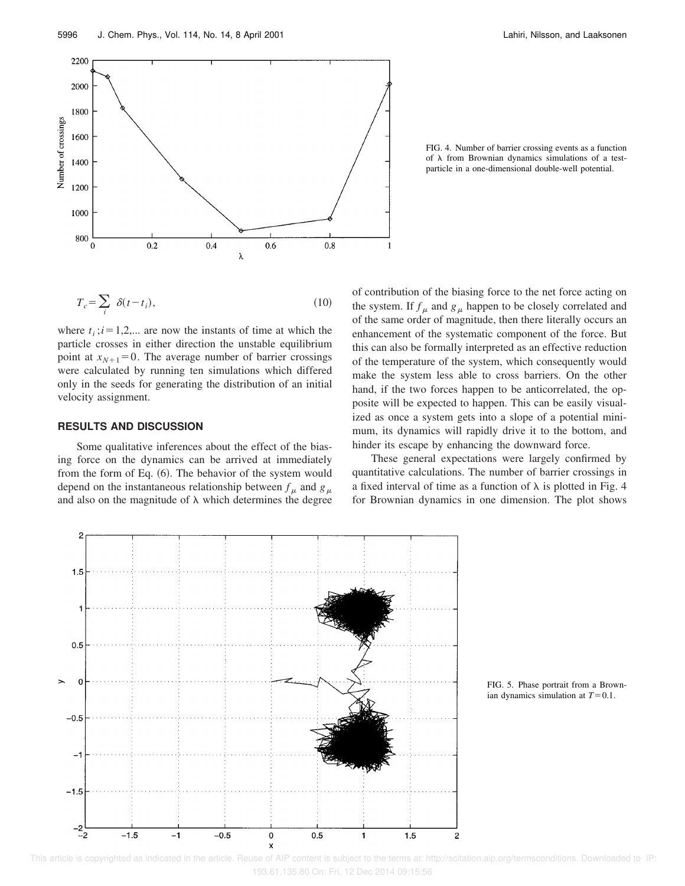FIG. 4. Number of barrier crossing events as a function of λ from Brownian dynamics simulations of a test-particle in a one-dimensional double-well potential.

$$T_c = \sum_i \delta(t - t_i), \tag{10}$$

where $t_i ; i = 1,2,...$ are now the instants of time at which the particle crosses in either direction the unstable equilibrium point at $x_{N+1} = 0$. The average number of barrier crossings were calculated by running ten simulations which differed only in the seeds for generating the distribution of an initial velocity assignment.

## RESULTS AND DISCUSSION

Some qualitative inferences about the effect of the biasing force on the dynamics can be arrived at immediately from the form of Eq. (6). The behavior of the system would depend on the instantaneous relationship between $f_\mu$ and $g_\mu$ and also on the magnitude of $\lambda$ which determines the degree of contribution of the biasing force to the net force acting on the system. If $f_\mu$ and $g_\mu$ happen to be closely correlated and of the same order of magnitude, then there literally occurs an enhancement of the systematic component of the force. But this can also be formally interpreted as an effective reduction of the temperature of the system, which consequently would make the system less able to cross barriers. On the other hand, if the two forces happen to be anticorrelated, the opposite will be expected to happen. This can be easily visualized as once a system gets into a slope of a potential minimum, its dynamics will rapidly drive it to the bottom, and hinder its escape by enhancing the downward force.

These general expectations were largely confirmed by quantitative calculations. The number of barrier crossings in a fixed interval of time as a function of $\lambda$ is plotted in Fig. 4 for Brownian dynamics in one dimension. The plot shows

FIG. 5. Phase portrait from a Brownian dynamics simulation at $T = 0.1$.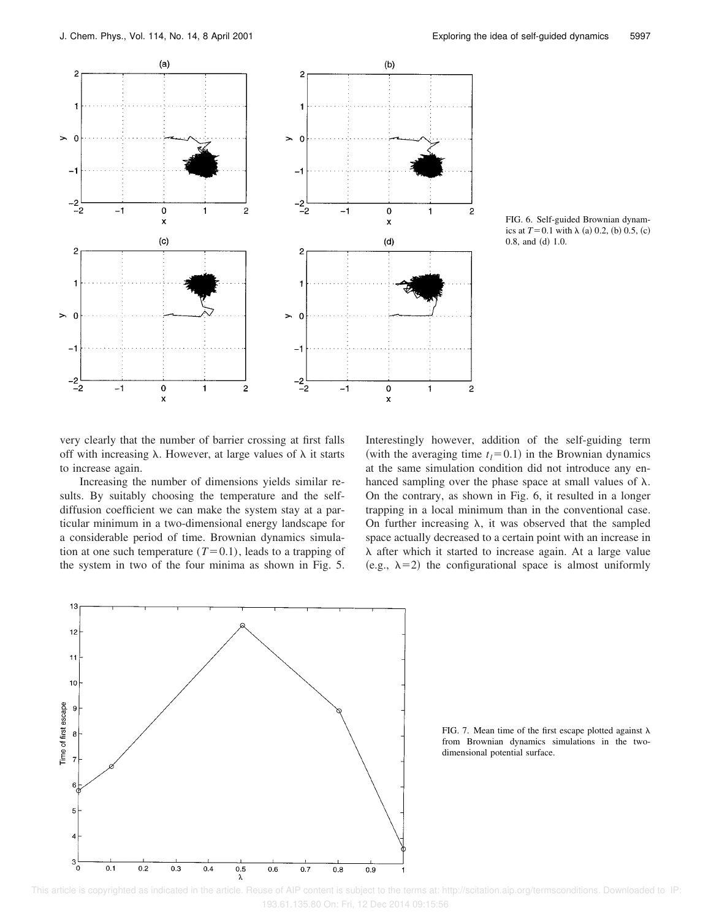FIG. 6. Self-guided Brownian dynamics at $T=0.1$ with $\lambda$ (a) 0.2, (b) 0.5, (c) 0.8, and (d) 1.0.

very clearly that the number of barrier crossing at first falls off with increasing $\lambda$. However, at large values of $\lambda$ it starts to increase again.

Increasing the number of dimensions yields similar results. By suitably choosing the temperature and the self-diffusion coefficient we can make the system stay at a particular minimum in a two-dimensional energy landscape for a considerable period of time. Brownian dynamics simulation at one such temperature ($T=0.1$), leads to a trapping of the system in two of the four minima as shown in Fig. 5. Interestingly however, addition of the self-guiding term (with the averaging time $t_l=0.1$) in the Brownian dynamics at the same simulation condition did not introduce any enhanced sampling over the phase space at small values of $\lambda$. On the contrary, as shown in Fig. 6, it resulted in a longer trapping in a local minimum than in the conventional case. On further increasing $\lambda$, it was observed that the sampled space actually decreased to a certain point with an increase in $\lambda$ after which it started to increase again. At a large value (e.g., $\lambda=2$) the configurational space is almost uniformly

FIG. 7. Mean time of the first escape plotted against $\lambda$ from Brownian dynamics simulations in the two-dimensional potential surface.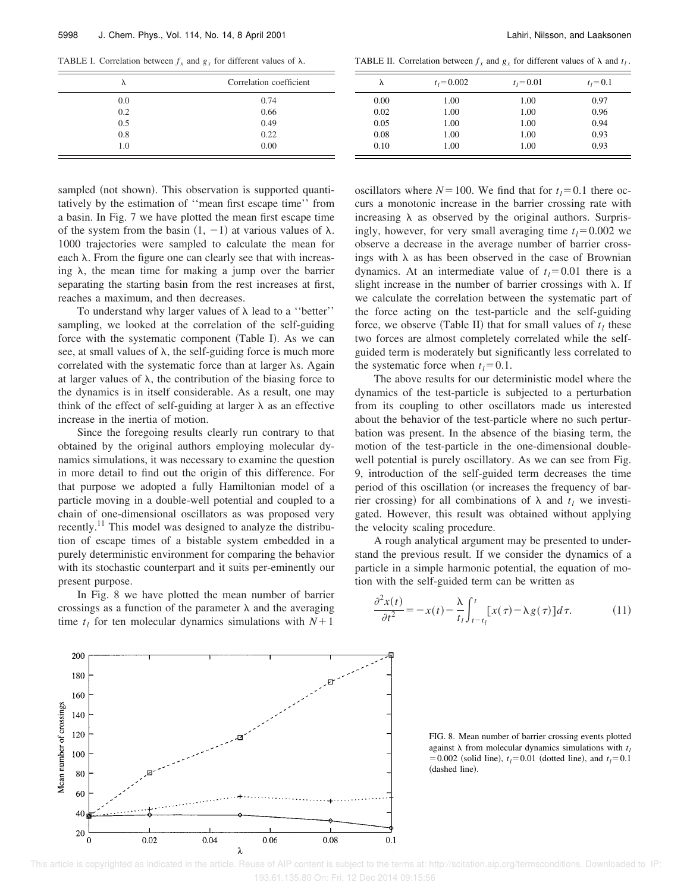TABLE I. Correlation between $f_x$ and $g_x$ for different values of $\lambda$.

| $\lambda$ | Correlation coefficient |
|---|---|
| 0.0 | 0.74 |
| 0.2 | 0.66 |
| 0.5 | 0.49 |
| 0.8 | 0.22 |
| 1.0 | 0.00 |

TABLE II. Correlation between $f_x$ and $g_x$ for different values of $\lambda$ and $t_l$.

| $\lambda$ | $t_l = 0.002$ | $t_l = 0.01$ | $t_l = 0.1$ |
|---|---|---|---|
| 0.00 | 1.00 | 1.00 | 0.97 |
| 0.02 | 1.00 | 1.00 | 0.96 |
| 0.05 | 1.00 | 1.00 | 0.94 |
| 0.08 | 1.00 | 1.00 | 0.93 |
| 0.10 | 1.00 | 1.00 | 0.93 |

sampled (not shown). This observation is supported quantitatively by the estimation of ''mean first escape time'' from a basin. In Fig. 7 we have plotted the mean first escape time of the system from the basin $(1, -1)$ at various values of $\lambda$. 1000 trajectories were sampled to calculate the mean for each $\lambda$. From the figure one can clearly see that with increasing $\lambda$, the mean time for making a jump over the barrier separating the starting basin from the rest increases at first, reaches a maximum, and then decreases.

To understand why larger values of $\lambda$ lead to a ''better'' sampling, we looked at the correlation of the self-guiding force with the systematic component (Table I). As we can see, at small values of $\lambda$, the self-guiding force is much more correlated with the systematic force than at larger $\lambda$s. Again at larger values of $\lambda$, the contribution of the biasing force to the dynamics is in itself considerable. As a result, one may think of the effect of self-guiding at larger $\lambda$ as an effective increase in the inertia of motion.

Since the foregoing results clearly run contrary to that obtained by the original authors employing molecular dynamics simulations, it was necessary to examine the question in more detail to find out the origin of this difference. For that purpose we adopted a fully Hamiltonian model of a particle moving in a double-well potential and coupled to a chain of one-dimensional oscillators as was proposed very recently.[11] This model was designed to analyze the distribution of escape times of a bistable system embedded in a purely deterministic environment for comparing the behavior with its stochastic counterpart and it suits per-eminently our present purpose.

In Fig. 8 we have plotted the mean number of barrier crossings as a function of the parameter $\lambda$ and the averaging time $t_l$ for ten molecular dynamics simulations with $N+1$ oscillators where $N=100$. We find that for $t_l=0.1$ there occurs a monotonic increase in the barrier crossing rate with increasing $\lambda$ as observed by the original authors. Surprisingly, however, for very small averaging time $t_l=0.002$ we observe a decrease in the average number of barrier crossings with $\lambda$ as has been observed in the case of Brownian dynamics. At an intermediate value of $t_l=0.01$ there is a slight increase in the number of barrier crossings with $\lambda$. If we calculate the correlation between the systematic part of the force acting on the test-particle and the self-guiding force, we observe (Table II) that for small values of $t_l$ these two forces are almost completely correlated while the self-guided term is moderately but significantly less correlated to the systematic force when $t_l=0.1$.

The above results for our deterministic model where the dynamics of the test-particle is subjected to a perturbation from its coupling to other oscillators made us interested about the behavior of the test-particle where no such perturbation was present. In the absence of the biasing term, the motion of the test-particle in the one-dimensional double-well potential is purely oscillatory. As we can see from Fig. 9, introduction of the self-guided term decreases the time period of this oscillation (or increases the frequency of barrier crossing) for all combinations of $\lambda$ and $t_l$ we investigated. However, this result was obtained without applying the velocity scaling procedure.

A rough analytical argument may be presented to understand the previous result. If we consider the dynamics of a particle in a simple harmonic potential, the equation of motion with the self-guided term can be written as

$$\frac{\partial^2 x(t)}{\partial t^2} = -x(t) - \frac{\lambda}{t_l}\int_{t-t_l}^{t} [x(\tau) - \lambda g(\tau)]\, d\tau. \tag{11}$$

FIG. 8. Mean number of barrier crossing events plotted against $\lambda$ from molecular dynamics simulations with $t_l=0.002$ (solid line), $t_l=0.01$ (dotted line), and $t_l=0.1$ (dashed line).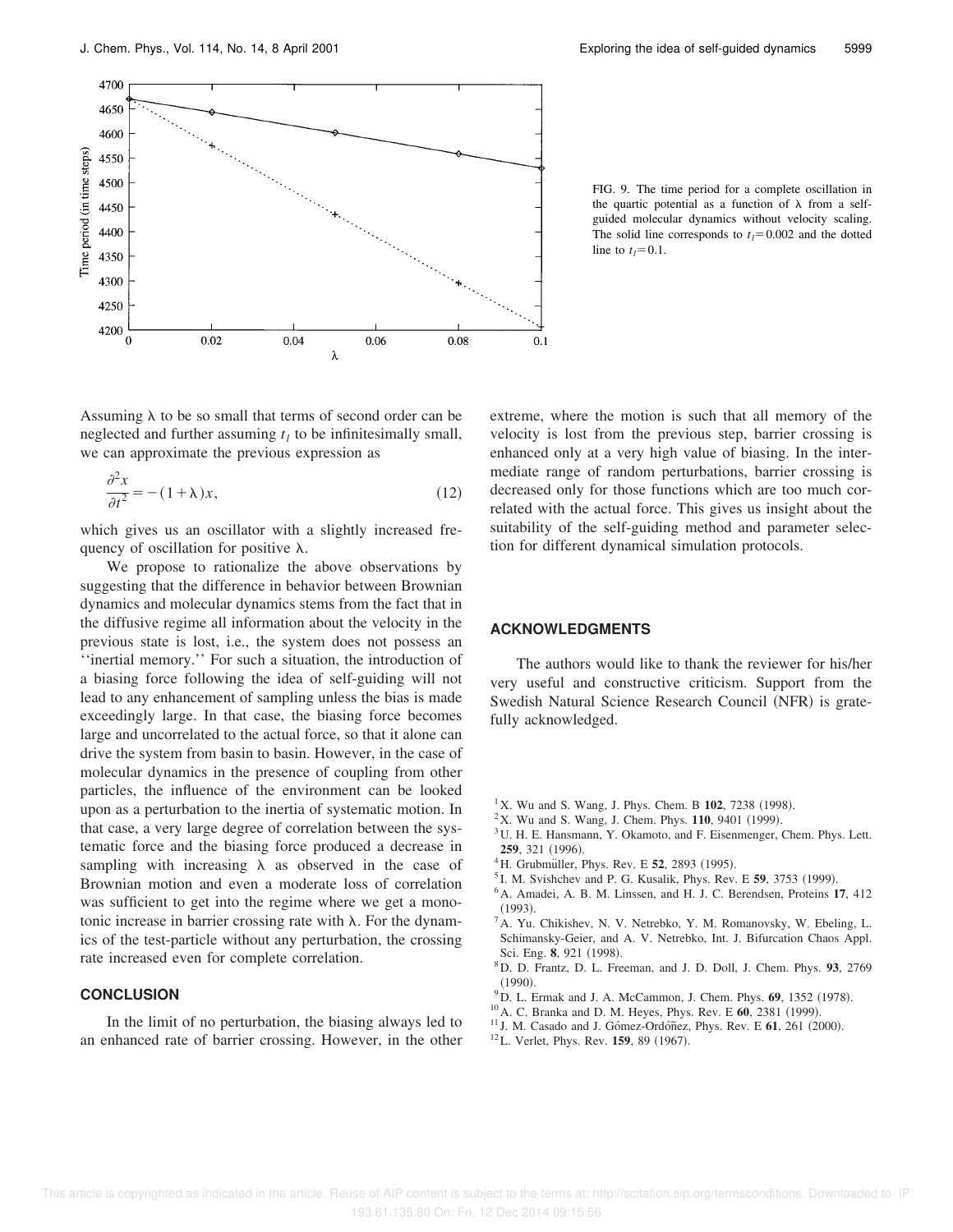4700

4650

4600

4550

4500

4450

4400

4350

4300

4250

4200

0 0.02 0.04 0.06 0.08 0.1

Time period (in time steps)

λ

FIG. 9. The time period for a complete oscillation in the quartic potential as a function of λ from a self-guided molecular dynamics without velocity scaling. The solid line corresponds to $t_l = 0.002$ and the dotted line to $t_l = 0.1$.

Assuming λ to be so small that terms of second order can be neglected and further assuming $t_l$ to be infinitesimally small, we can approximate the previous expression as

$$\frac{\partial^2 x}{\partial t^2} = -(1+\lambda)x, \tag{12}$$

which gives us an oscillator with a slightly increased frequency of oscillation for positive λ.

We propose to rationalize the above observations by suggesting that the difference in behavior between Brownian dynamics and molecular dynamics stems from the fact that in the diffusive regime all information about the velocity in the previous state is lost, i.e., the system does not possess an ''inertial memory.'' For such a situation, the introduction of a biasing force following the idea of self-guiding will not lead to any enhancement of sampling unless the bias is made exceedingly large. In that case, the biasing force becomes large and uncorrelated to the actual force, so that it alone can drive the system from basin to basin. However, in the case of molecular dynamics in the presence of coupling from other particles, the influence of the environment can be looked upon as a perturbation to the inertia of systematic motion. In that case, a very large degree of correlation between the systematic force and the biasing force produced a decrease in sampling with increasing λ as observed in the case of Brownian motion and even a moderate loss of correlation was sufficient to get into the regime where we get a monotonic increase in barrier crossing rate with λ. For the dynamics of the test-particle without any perturbation, the crossing rate increased even for complete correlation.

## CONCLUSION

In the limit of no perturbation, the biasing always led to an enhanced rate of barrier crossing. However, in the other extreme, where the motion is such that all memory of the velocity is lost from the previous step, barrier crossing is enhanced only at a very high value of biasing. In the intermediate range of random perturbations, barrier crossing is decreased only for those functions which are too much correlated with the actual force. This gives us insight about the suitability of the self-guiding method and parameter selection for different dynamical simulation protocols.

## ACKNOWLEDGMENTS

The authors would like to thank the reviewer for his/her very useful and constructive criticism. Support from the Swedish Natural Science Research Council (NFR) is gratefully acknowledged.

[1] X. Wu and S. Wang, J. Phys. Chem. B **102**, 7238 (1998).
[2] X. Wu and S. Wang, J. Chem. Phys. **110**, 9401 (1999).
[3] U. H. E. Hansmann, Y. Okamoto, and F. Eisenmenger, Chem. Phys. Lett. **259**, 321 (1996).
[4] H. Grubmüller, Phys. Rev. E **52**, 2893 (1995).
[5] I. M. Svishchev and P. G. Kusalik, Phys. Rev. E **59**, 3753 (1999).
[6] A. Amadei, A. B. M. Linssen, and H. J. C. Berendsen, Proteins **17**, 412 (1993).
[7] A. Yu. Chikishev, N. V. Netrebko, Y. M. Romanovsky, W. Ebeling, L. Schimansky-Geier, and A. V. Netrebko, Int. J. Bifurcation Chaos Appl. Sci. Eng. **8**, 921 (1998).
[8] D. D. Frantz, D. L. Freeman, and J. D. Doll, J. Chem. Phys. **93**, 2769 (1990).
[9] D. L. Ermak and J. A. McCammon, J. Chem. Phys. **69**, 1352 (1978).
[10] A. C. Branka and D. M. Heyes, Phys. Rev. E **60**, 2381 (1999).
[11] J. M. Casado and J. Gómez-Ordóñez, Phys. Rev. E **61**, 261 (2000).
[12] L. Verlet, Phys. Rev. **159**, 89 (1967).